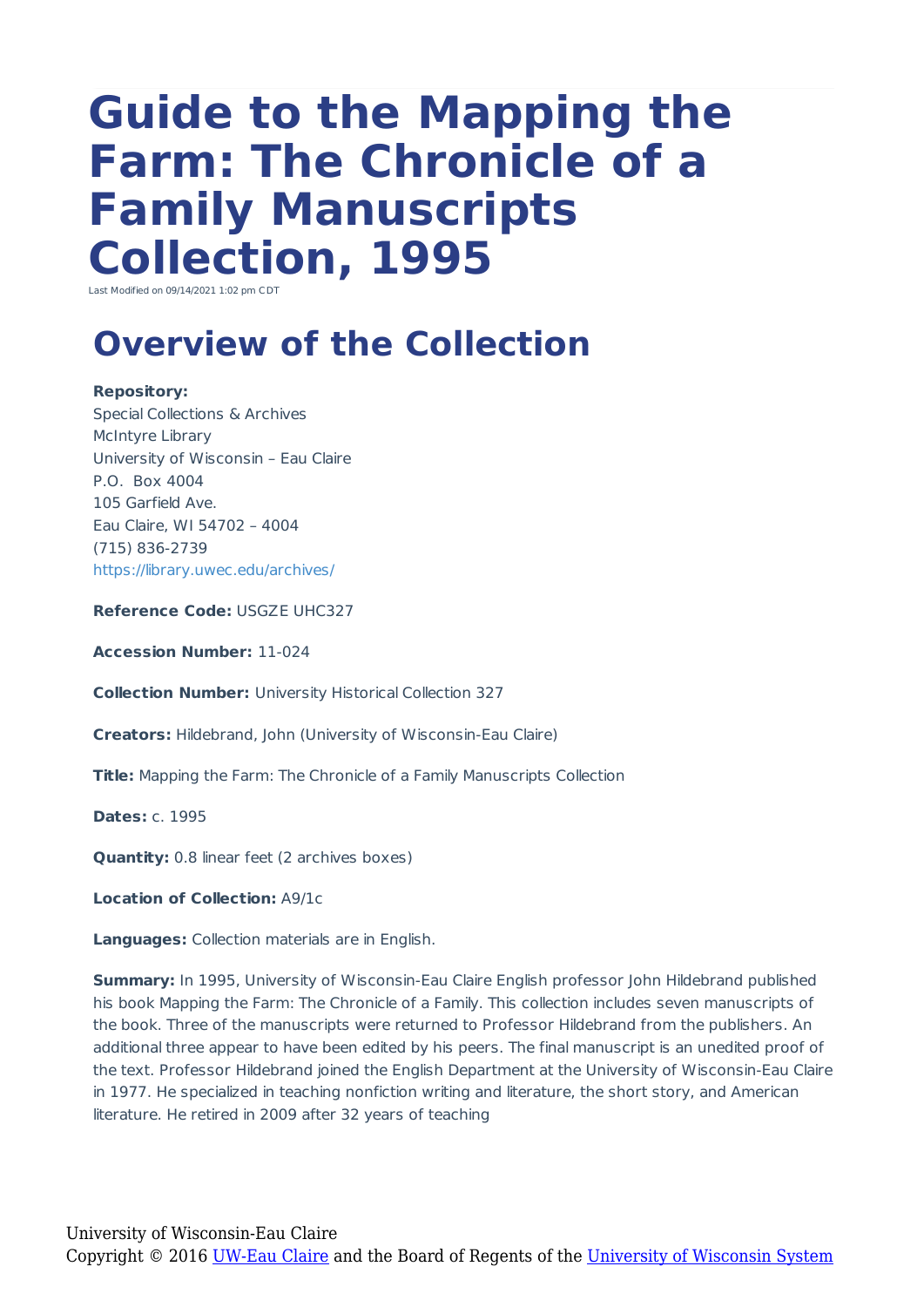# Guide to the Mapping the Farm: The Chronicle of a Family Manuscripts Collection, 1995

Last Modified on 09/14/2021 1:02 pm CDT

## Overview of the Collection

**Repository:**
Special Collections & Archives
McIntyre Library
University of Wisconsin – Eau Claire
P.O. Box 4004
105 Garfield Ave.
Eau Claire, WI 54702 – 4004
(715) 836-2739
https://library.uwec.edu/archives/

**Reference Code:** USGZE UHC327

**Accession Number:** 11-024

**Collection Number:** University Historical Collection 327

**Creators:** Hildebrand, John (University of Wisconsin-Eau Claire)

**Title:** Mapping the Farm: The Chronicle of a Family Manuscripts Collection

**Dates:** c. 1995

**Quantity:** 0.8 linear feet (2 archives boxes)

**Location of Collection:** A9/1c

**Languages:** Collection materials are in English.

**Summary:** In 1995, University of Wisconsin-Eau Claire English professor John Hildebrand published his book Mapping the Farm: The Chronicle of a Family. This collection includes seven manuscripts of the book. Three of the manuscripts were returned to Professor Hildebrand from the publishers. An additional three appear to have been edited by his peers. The final manuscript is an unedited proof of the text. Professor Hildebrand joined the English Department at the University of Wisconsin-Eau Claire in 1977. He specialized in teaching nonfiction writing and literature, the short story, and American literature. He retired in 2009 after 32 years of teaching

University of Wisconsin-Eau Claire
Copyright © 2016 UW-Eau Claire and the Board of Regents of the University of Wisconsin System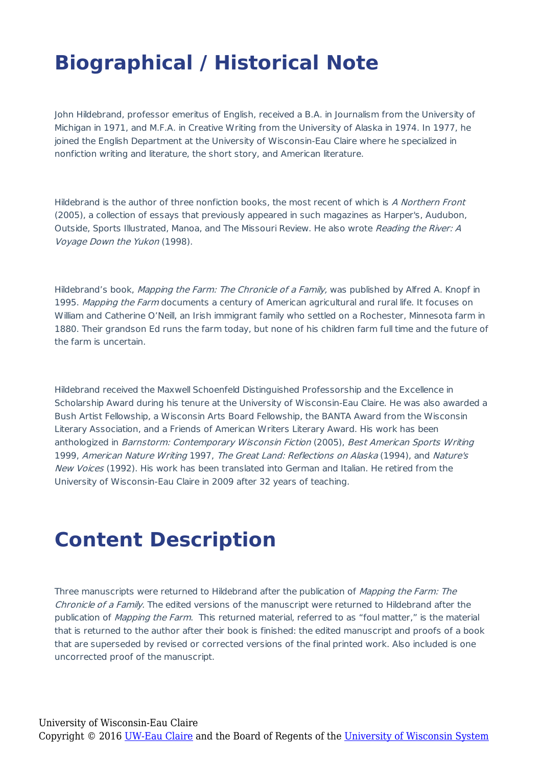# Biographical / Historical Note

John Hildebrand, professor emeritus of English, received a B.A. in Journalism from the University of Michigan in 1971, and M.F.A. in Creative Writing from the University of Alaska in 1974. In 1977, he joined the English Department at the University of Wisconsin-Eau Claire where he specialized in nonfiction writing and literature, the short story, and American literature.

Hildebrand is the author of three nonfiction books, the most recent of which is *A Northern Front* (2005), a collection of essays that previously appeared in such magazines as Harper's, Audubon, Outside, Sports Illustrated, Manoa, and The Missouri Review. He also wrote *Reading the River: A Voyage Down the Yukon* (1998).

Hildebrand's book, *Mapping the Farm: The Chronicle of a Family,* was published by Alfred A. Knopf in 1995. *Mapping the Farm* documents a century of American agricultural and rural life. It focuses on William and Catherine O'Neill, an Irish immigrant family who settled on a Rochester, Minnesota farm in 1880. Their grandson Ed runs the farm today, but none of his children farm full time and the future of the farm is uncertain.

Hildebrand received the Maxwell Schoenfeld Distinguished Professorship and the Excellence in Scholarship Award during his tenure at the University of Wisconsin-Eau Claire. He was also awarded a Bush Artist Fellowship, a Wisconsin Arts Board Fellowship, the BANTA Award from the Wisconsin Literary Association, and a Friends of American Writers Literary Award. His work has been anthologized in *Barnstorm: Contemporary Wisconsin Fiction* (2005), *Best American Sports Writing* 1999, *American Nature Writing* 1997, *The Great Land: Reflections on Alaska* (1994), and *Nature's New Voices* (1992). His work has been translated into German and Italian. He retired from the University of Wisconsin-Eau Claire in 2009 after 32 years of teaching.

# Content Description

Three manuscripts were returned to Hildebrand after the publication of *Mapping the Farm: The Chronicle of a Family*. The edited versions of the manuscript were returned to Hildebrand after the publication of *Mapping the Farm*. This returned material, referred to as "foul matter," is the material that is returned to the author after their book is finished: the edited manuscript and proofs of a book that are superseded by revised or corrected versions of the final printed work. Also included is one uncorrected proof of the manuscript.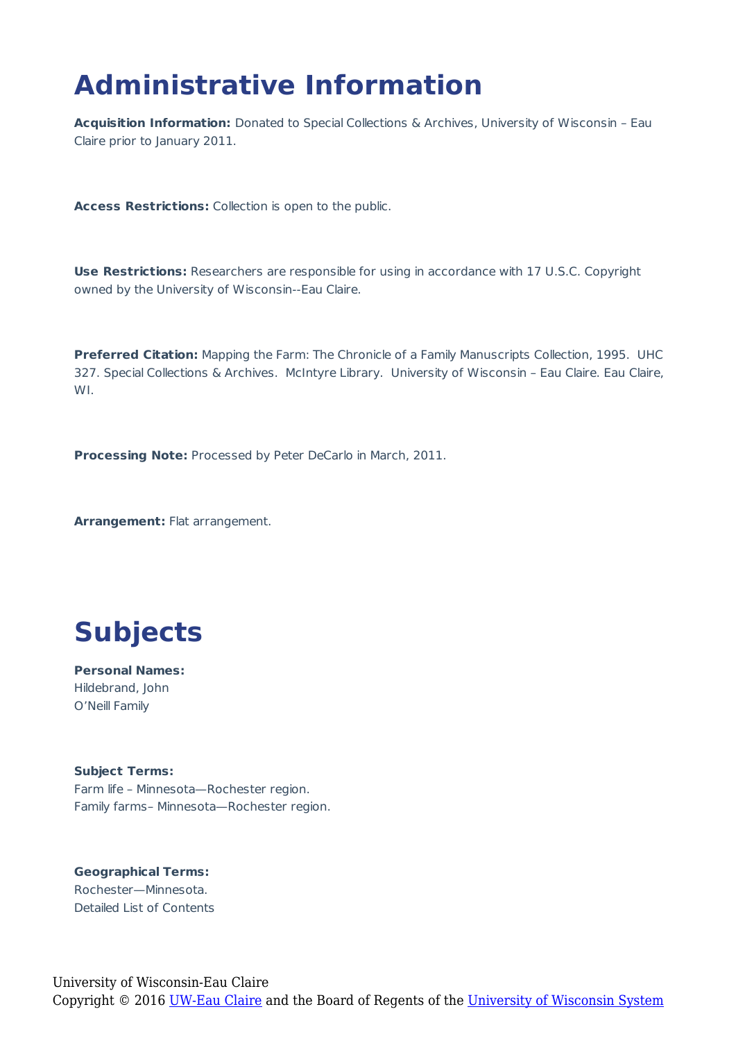# Administrative Information

**Acquisition Information:** Donated to Special Collections & Archives, University of Wisconsin – Eau Claire prior to January 2011.

**Access Restrictions:** Collection is open to the public.

**Use Restrictions:** Researchers are responsible for using in accordance with 17 U.S.C. Copyright owned by the University of Wisconsin--Eau Claire.

**Preferred Citation:** Mapping the Farm: The Chronicle of a Family Manuscripts Collection, 1995. UHC 327. Special Collections & Archives. McIntyre Library. University of Wisconsin – Eau Claire. Eau Claire, WI.

**Processing Note:** Processed by Peter DeCarlo in March, 2011.

**Arrangement:** Flat arrangement.

# Subjects

**Personal Names:**
Hildebrand, John
O'Neill Family

**Subject Terms:**
Farm life – Minnesota—Rochester region.
Family farms– Minnesota—Rochester region.

**Geographical Terms:**
Rochester—Minnesota.
Detailed List of Contents

University of Wisconsin-Eau Claire
Copyright © 2016 UW-Eau Claire and the Board of Regents of the University of Wisconsin System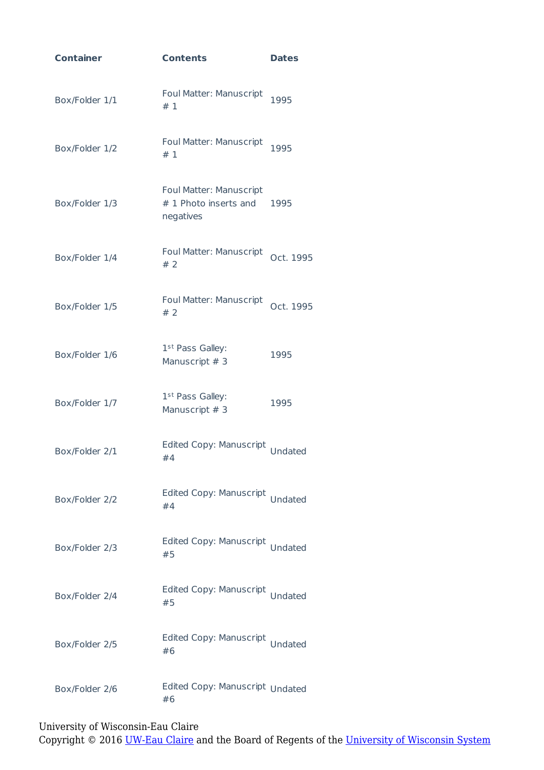| Container | Contents | Dates |
|---|---|---|
| Box/Folder 1/1 | Foul Matter: Manuscript # 1 | 1995 |
| Box/Folder 1/2 | Foul Matter: Manuscript # 1 | 1995 |
| Box/Folder 1/3 | Foul Matter: Manuscript # 1 Photo inserts and negatives | 1995 |
| Box/Folder 1/4 | Foul Matter: Manuscript # 2 | Oct. 1995 |
| Box/Folder 1/5 | Foul Matter: Manuscript # 2 | Oct. 1995 |
| Box/Folder 1/6 | 1st Pass Galley: Manuscript # 3 | 1995 |
| Box/Folder 1/7 | 1st Pass Galley: Manuscript # 3 | 1995 |
| Box/Folder 2/1 | Edited Copy: Manuscript #4 | Undated |
| Box/Folder 2/2 | Edited Copy: Manuscript #4 | Undated |
| Box/Folder 2/3 | Edited Copy: Manuscript #5 | Undated |
| Box/Folder 2/4 | Edited Copy: Manuscript #5 | Undated |
| Box/Folder 2/5 | Edited Copy: Manuscript #6 | Undated |
| Box/Folder 2/6 | Edited Copy: Manuscript #6 | Undated |

University of Wisconsin-Eau Claire
Copyright © 2016 UW-Eau Claire and the Board of Regents of the University of Wisconsin System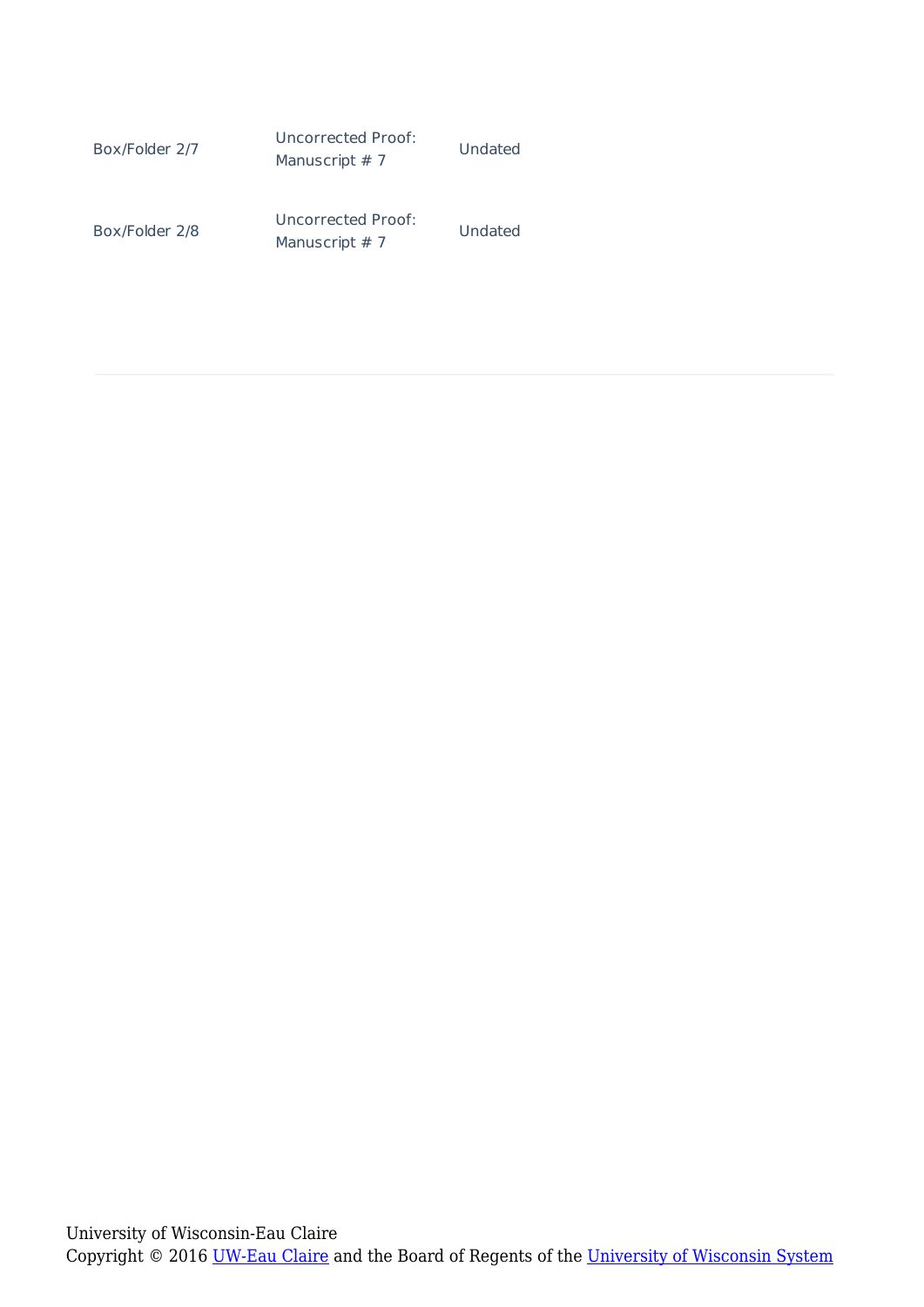| | | |
|---|---|---|
| Box/Folder 2/7 | Uncorrected Proof: Manuscript # 7 | Undated |
| Box/Folder 2/8 | Uncorrected Proof: Manuscript # 7 | Undated |

University of Wisconsin-Eau Claire
Copyright © 2016 UW-Eau Claire and the Board of Regents of the University of Wisconsin System